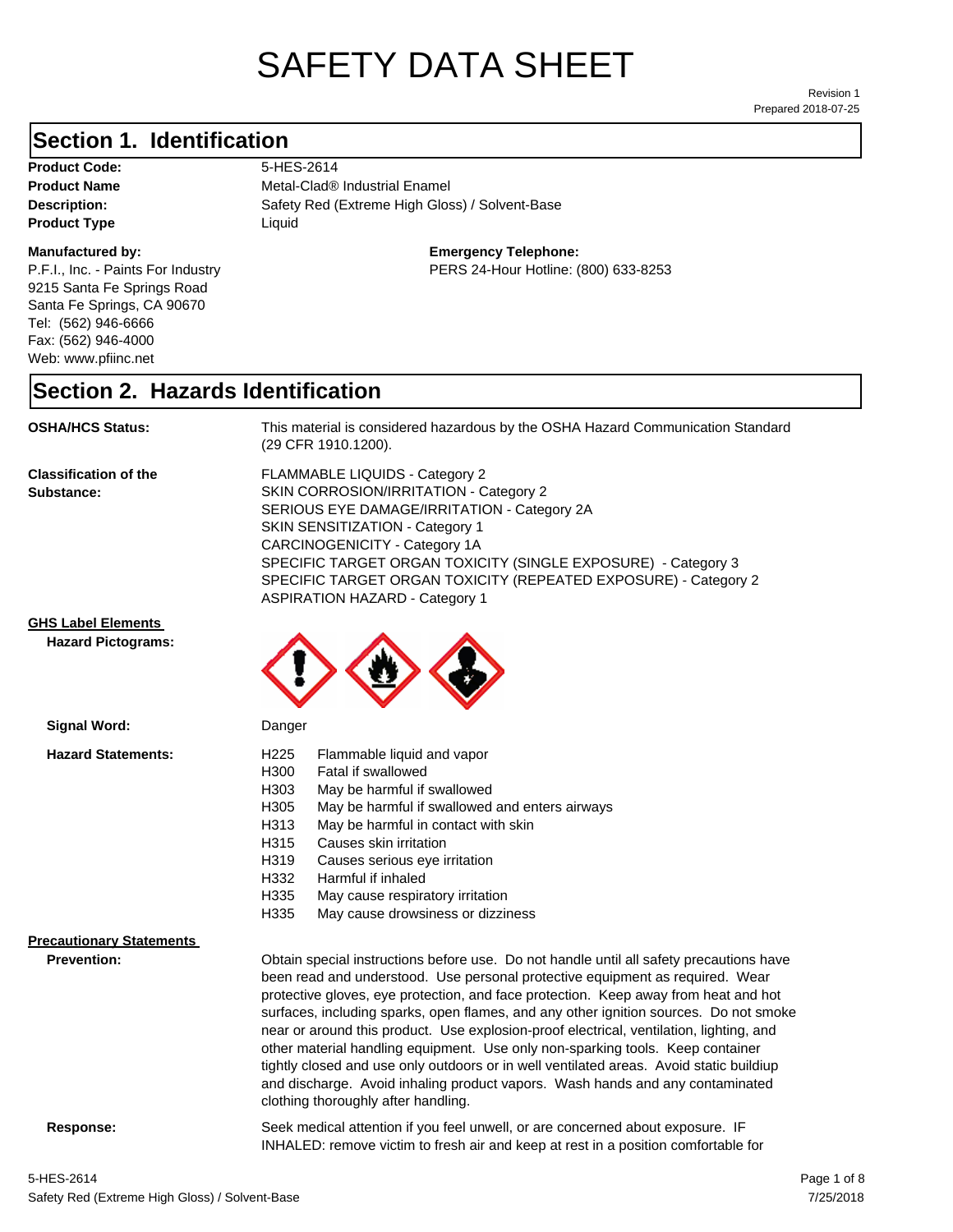# SAFETY DATA SHEET

Revision 1
Prepared 2018-07-25

## Section 1. Identification

**Product Code:** 5-HES-2614
**Product Name** Metal-Clad® Industrial Enamel
**Description:** Safety Red (Extreme High Gloss) / Solvent-Base
**Product Type** Liquid

**Manufactured by:**
P.F.I., Inc. - Paints For Industry
9215 Santa Fe Springs Road
Santa Fe Springs, CA 90670
Tel: (562) 946-6666
Fax: (562) 946-4000
Web: www.pfiinc.net

**Emergency Telephone:**
PERS 24-Hour Hotline: (800) 633-8253

## Section 2. Hazards Identification

**OSHA/HCS Status:** This material is considered hazardous by the OSHA Hazard Communication Standard (29 CFR 1910.1200).

**Classification of the Substance:**
FLAMMABLE LIQUIDS - Category 2
SKIN CORROSION/IRRITATION - Category 2
SERIOUS EYE DAMAGE/IRRITATION - Category 2A
SKIN SENSITIZATION - Category 1
CARCINOGENICITY - Category 1A
SPECIFIC TARGET ORGAN TOXICITY (SINGLE EXPOSURE) - Category 3
SPECIFIC TARGET ORGAN TOXICITY (REPEATED EXPOSURE) - Category 2
ASPIRATION HAZARD - Category 1

**GHS Label Elements**

**Hazard Pictograms:**

**Signal Word:** Danger

**Hazard Statements:**

- H225 Flammable liquid and vapor
- H300 Fatal if swallowed
- H303 May be harmful if swallowed
- H305 May be harmful if swallowed and enters airways
- H313 May be harmful in contact with skin
- H315 Causes skin irritation
- H319 Causes serious eye irritation
- H332 Harmful if inhaled
- H335 May cause respiratory irritation
- H335 May cause drowsiness or dizziness

**Precautionary Statements**

**Prevention:** Obtain special instructions before use. Do not handle until all safety precautions have been read and understood. Use personal protective equipment as required. Wear protective gloves, eye protection, and face protection. Keep away from heat and hot surfaces, including sparks, open flames, and any other ignition sources. Do not smoke near or around this product. Use explosion-proof electrical, ventilation, lighting, and other material handling equipment. Use only non-sparking tools. Keep container tightly closed and use only outdoors or in well ventilated areas. Avoid static buildiup and discharge. Avoid inhaling product vapors. Wash hands and any contaminated clothing thoroughly after handling.

**Response:** Seek medical attention if you feel unwell, or are concerned about exposure. IF INHALED: remove victim to fresh air and keep at rest in a position comfortable for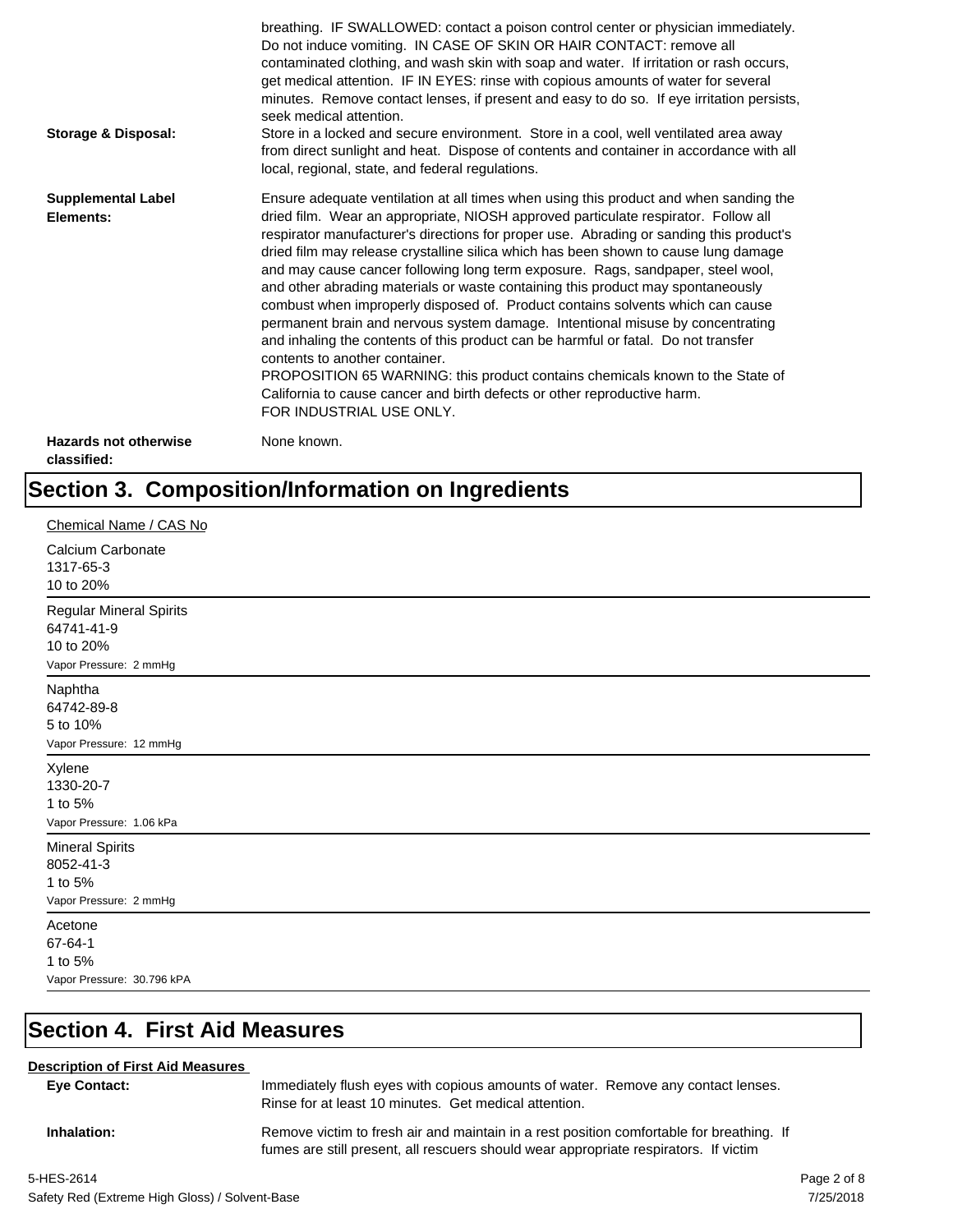breathing. IF SWALLOWED: contact a poison control center or physician immediately. Do not induce vomiting. IN CASE OF SKIN OR HAIR CONTACT: remove all contaminated clothing, and wash skin with soap and water. If irritation or rash occurs, get medical attention. IF IN EYES: rinse with copious amounts of water for several minutes. Remove contact lenses, if present and easy to do so. If eye irritation persists, seek medical attention.

**Storage & Disposal:** Store in a locked and secure environment. Store in a cool, well ventilated area away from direct sunlight and heat. Dispose of contents and container in accordance with all local, regional, state, and federal regulations.

**Supplemental Label Elements:** Ensure adequate ventilation at all times when using this product and when sanding the dried film. Wear an appropriate, NIOSH approved particulate respirator. Follow all respirator manufacturer's directions for proper use. Abrading or sanding this product's dried film may release crystalline silica which has been shown to cause lung damage and may cause cancer following long term exposure. Rags, sandpaper, steel wool, and other abrading materials or waste containing this product may spontaneously combust when improperly disposed of. Product contains solvents which can cause permanent brain and nervous system damage. Intentional misuse by concentrating and inhaling the contents of this product can be harmful or fatal. Do not transfer contents to another container.
PROPOSITION 65 WARNING: this product contains chemicals known to the State of California to cause cancer and birth defects or other reproductive harm.
FOR INDUSTRIAL USE ONLY.

**Hazards not otherwise classified:** None known.

# Section 3. Composition/Information on Ingredients

Chemical Name / CAS No

Calcium Carbonate
1317-65-3
10 to 20%

---

Regular Mineral Spirits
64741-41-9
10 to 20%
Vapor Pressure: 2 mmHg

---

Naphtha
64742-89-8
5 to 10%
Vapor Pressure: 12 mmHg

---

Xylene
1330-20-7
1 to 5%
Vapor Pressure: 1.06 kPa

---

Mineral Spirits
8052-41-3
1 to 5%
Vapor Pressure: 2 mmHg

---

Acetone
67-64-1
1 to 5%
Vapor Pressure: 30.796 kPA

---

# Section 4. First Aid Measures

**Description of First Aid Measures**

**Eye Contact:** Immediately flush eyes with copious amounts of water. Remove any contact lenses. Rinse for at least 10 minutes. Get medical attention.

**Inhalation:** Remove victim to fresh air and maintain in a rest position comfortable for breathing. If fumes are still present, all rescuers should wear appropriate respirators. If victim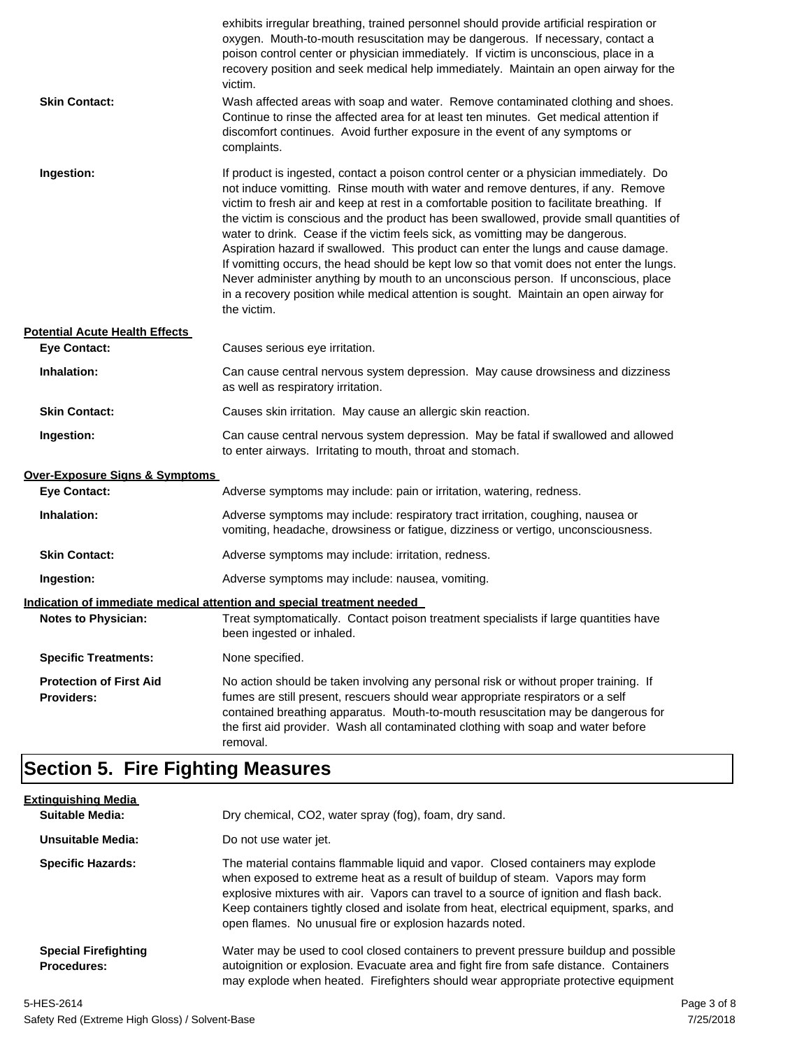exhibits irregular breathing, trained personnel should provide artificial respiration or oxygen. Mouth-to-mouth resuscitation may be dangerous. If necessary, contact a poison control center or physician immediately. If victim is unconscious, place in a recovery position and seek medical help immediately. Maintain an open airway for the victim.

**Skin Contact:** Wash affected areas with soap and water. Remove contaminated clothing and shoes. Continue to rinse the affected area for at least ten minutes. Get medical attention if discomfort continues. Avoid further exposure in the event of any symptoms or complaints.

**Ingestion:** If product is ingested, contact a poison control center or a physician immediately. Do not induce vomitting. Rinse mouth with water and remove dentures, if any. Remove victim to fresh air and keep at rest in a comfortable position to facilitate breathing. If the victim is conscious and the product has been swallowed, provide small quantities of water to drink. Cease if the victim feels sick, as vomitting may be dangerous. Aspiration hazard if swallowed. This product can enter the lungs and cause damage. If vomitting occurs, the head should be kept low so that vomit does not enter the lungs. Never administer anything by mouth to an unconscious person. If unconscious, place in a recovery position while medical attention is sought. Maintain an open airway for the victim.

**Potential Acute Health Effects**

**Eye Contact:** Causes serious eye irritation.

**Inhalation:** Can cause central nervous system depression. May cause drowsiness and dizziness as well as respiratory irritation.

**Skin Contact:** Causes skin irritation. May cause an allergic skin reaction.

**Ingestion:** Can cause central nervous system depression. May be fatal if swallowed and allowed to enter airways. Irritating to mouth, throat and stomach.

**Over-Exposure Signs & Symptoms**

**Eye Contact:** Adverse symptoms may include: pain or irritation, watering, redness.

**Inhalation:** Adverse symptoms may include: respiratory tract irritation, coughing, nausea or vomiting, headache, drowsiness or fatigue, dizziness or vertigo, unconsciousness.

**Skin Contact:** Adverse symptoms may include: irritation, redness.

**Ingestion:** Adverse symptoms may include: nausea, vomiting.

**Indication of immediate medical attention and special treatment needed**

**Notes to Physician:** Treat symptomatically. Contact poison treatment specialists if large quantities have been ingested or inhaled.

**Specific Treatments:** None specified.

**Protection of First Aid Providers:** No action should be taken involving any personal risk or without proper training. If fumes are still present, rescuers should wear appropriate respirators or a self contained breathing apparatus. Mouth-to-mouth resuscitation may be dangerous for the first aid provider. Wash all contaminated clothing with soap and water before removal.

# Section 5. Fire Fighting Measures

**Extinguishing Media**

**Suitable Media:** Dry chemical, $CO_2$, water spray (fog), foam, dry sand.

**Unsuitable Media:** Do not use water jet.

**Specific Hazards:** The material contains flammable liquid and vapor. Closed containers may explode when exposed to extreme heat as a result of buildup of steam. Vapors may form explosive mixtures with air. Vapors can travel to a source of ignition and flash back. Keep containers tightly closed and isolate from heat, electrical equipment, sparks, and open flames. No unusual fire or explosion hazards noted.

**Special Firefighting Procedures:** Water may be used to cool closed containers to prevent pressure buildup and possible autoignition or explosion. Evacuate area and fight fire from safe distance. Containers may explode when heated. Firefighters should wear appropriate protective equipment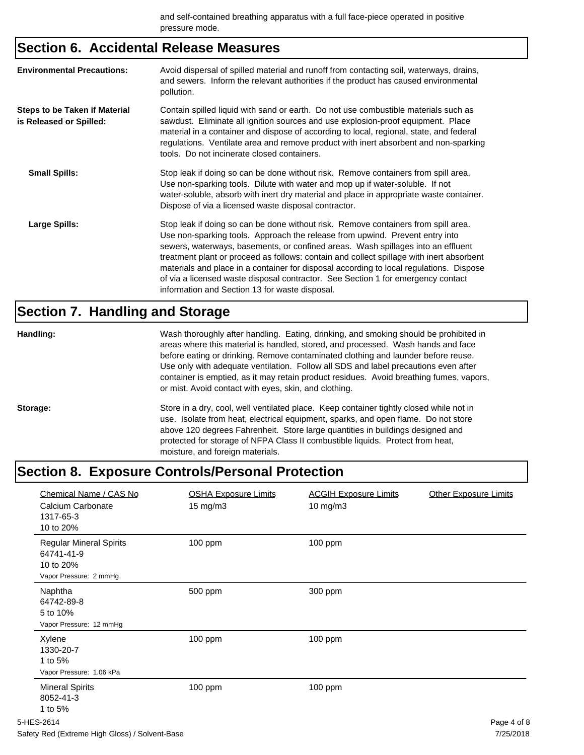and self-contained breathing apparatus with a full face-piece operated in positive pressure mode.

## Section 6. Accidental Release Measures

**Environmental Precautions:** Avoid dispersal of spilled material and runoff from contacting soil, waterways, drains, and sewers. Inform the relevant authorities if the product has caused environmental pollution.

**Steps to be Taken if Material is Released or Spilled:** Contain spilled liquid with sand or earth. Do not use combustible materials such as sawdust. Eliminate all ignition sources and use explosion-proof equipment. Place material in a container and dispose of according to local, regional, state, and federal regulations. Ventilate area and remove product with inert absorbent and non-sparking tools. Do not incinerate closed containers.

**Small Spills:** Stop leak if doing so can be done without risk. Remove containers from spill area. Use non-sparking tools. Dilute with water and mop up if water-soluble. If not water-soluble, absorb with inert dry material and place in appropriate waste container. Dispose of via a licensed waste disposal contractor.

**Large Spills:** Stop leak if doing so can be done without risk. Remove containers from spill area. Use non-sparking tools. Approach the release from upwind. Prevent entry into sewers, waterways, basements, or confined areas. Wash spillages into an effluent treatment plant or proceed as follows: contain and collect spillage with inert absorbent materials and place in a container for disposal according to local regulations. Dispose of via a licensed waste disposal contractor. See Section 1 for emergency contact information and Section 13 for waste disposal.

## Section 7. Handling and Storage

**Handling:** Wash thoroughly after handling. Eating, drinking, and smoking should be prohibited in areas where this material is handled, stored, and processed. Wash hands and face before eating or drinking. Remove contaminated clothing and launder before reuse. Use only with adequate ventilation. Follow all SDS and label precautions even after container is emptied, as it may retain product residues. Avoid breathing fumes, vapors, or mist. Avoid contact with eyes, skin, and clothing.

**Storage:** Store in a dry, cool, well ventilated place. Keep container tightly closed while not in use. Isolate from heat, electrical equipment, sparks, and open flame. Do not store above 120 degrees Fahrenheit. Store large quantities in buildings designed and protected for storage of NFPA Class II combustible liquids. Protect from heat, moisture, and foreign materials.

## Section 8. Exposure Controls/Personal Protection

| Chemical Name / CAS No | OSHA Exposure Limits | ACGIH Exposure Limits | Other Exposure Limits |
|---|---|---|---|
| Calcium Carbonate<br>1317-65-3<br>10 to 20% | 15 mg/m3 | 10 mg/m3 | |
| Regular Mineral Spirits<br>64741-41-9<br>10 to 20%<br>Vapor Pressure: 2 mmHg | 100 ppm | 100 ppm | |
| Naphtha<br>64742-89-8<br>5 to 10%<br>Vapor Pressure: 12 mmHg | 500 ppm | 300 ppm | |
| Xylene<br>1330-20-7<br>1 to 5%<br>Vapor Pressure: 1.06 kPa | 100 ppm | 100 ppm | |
| Mineral Spirits<br>8052-41-3<br>1 to 5% | 100 ppm | 100 ppm | |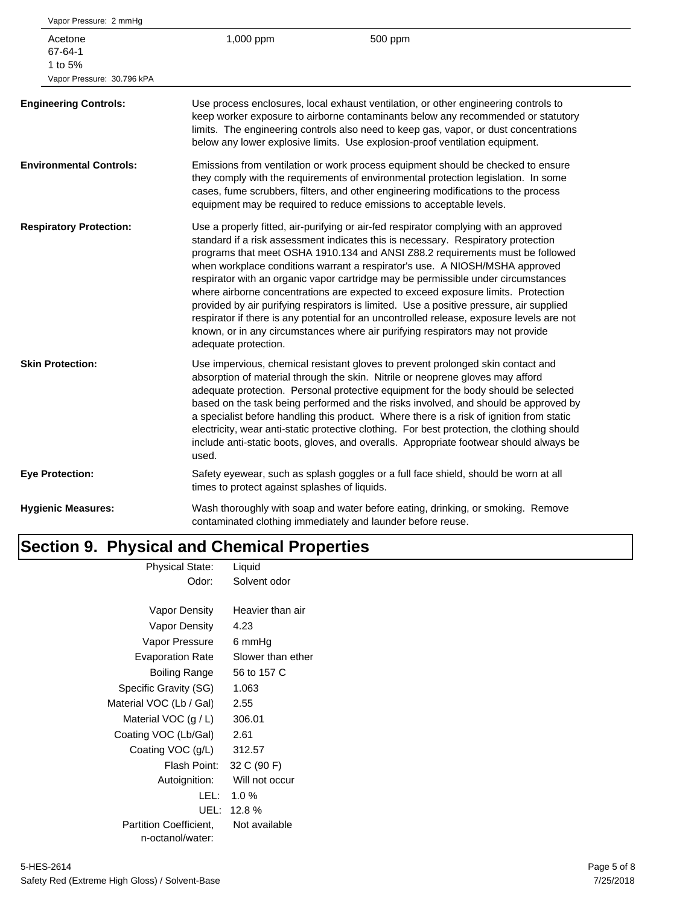| | | |
|---|---|---|
| Vapor Pressure: 2 mmHg | | |
| Acetone<br>67-64-1<br>1 to 5%<br>Vapor Pressure: 30.796 kPA | 1,000 ppm | 500 ppm |

**Engineering Controls:** Use process enclosures, local exhaust ventilation, or other engineering controls to keep worker exposure to airborne contaminants below any recommended or statutory limits. The engineering controls also need to keep gas, vapor, or dust concentrations below any lower explosive limits. Use explosion-proof ventilation equipment.

**Environmental Controls:** Emissions from ventilation or work process equipment should be checked to ensure they comply with the requirements of environmental protection legislation. In some cases, fume scrubbers, filters, and other engineering modifications to the process equipment may be required to reduce emissions to acceptable levels.

**Respiratory Protection:** Use a properly fitted, air-purifying or air-fed respirator complying with an approved standard if a risk assessment indicates this is necessary. Respiratory protection programs that meet OSHA 1910.134 and ANSI Z88.2 requirements must be followed when workplace conditions warrant a respirator's use. A NIOSH/MSHA approved respirator with an organic vapor cartridge may be permissible under circumstances where airborne concentrations are expected to exceed exposure limits. Protection provided by air purifying respirators is limited. Use a positive pressure, air supplied respirator if there is any potential for an uncontrolled release, exposure levels are not known, or in any circumstances where air purifying respirators may not provide adequate protection.

**Skin Protection:** Use impervious, chemical resistant gloves to prevent prolonged skin contact and absorption of material through the skin. Nitrile or neoprene gloves may afford adequate protection. Personal protective equipment for the body should be selected based on the task being performed and the risks involved, and should be approved by a specialist before handling this product. Where there is a risk of ignition from static electricity, wear anti-static protective clothing. For best protection, the clothing should include anti-static boots, gloves, and overalls. Appropriate footwear should always be used.

**Eye Protection:** Safety eyewear, such as splash goggles or a full face shield, should be worn at all times to protect against splashes of liquids.

**Hygienic Measures:** Wash thoroughly with soap and water before eating, drinking, or smoking. Remove contaminated clothing immediately and launder before reuse.

# Section 9. Physical and Chemical Properties

| | |
|---|---|
| Physical State: | Liquid |
| Odor: | Solvent odor |
| Vapor Density | Heavier than air |
| Vapor Density | 4.23 |
| Vapor Pressure | 6 mmHg |
| Evaporation Rate | Slower than ether |
| Boiling Range | 56 to 157 C |
| Specific Gravity (SG) | 1.063 |
| Material VOC (Lb / Gal) | 2.55 |
| Material VOC (g / L) | 306.01 |
| Coating VOC (Lb/Gal) | 2.61 |
| Coating VOC (g/L) | 312.57 |
| Flash Point: | 32 C (90 F) |
| Autoignition: | Will not occur |
| LEL: | 1.0 % |
| UEL: | 12.8 % |
| Partition Coefficient, n-octanol/water: | Not available |

5-HES-2614
Safety Red (Extreme High Gloss) / Solvent-Base
7/25/2018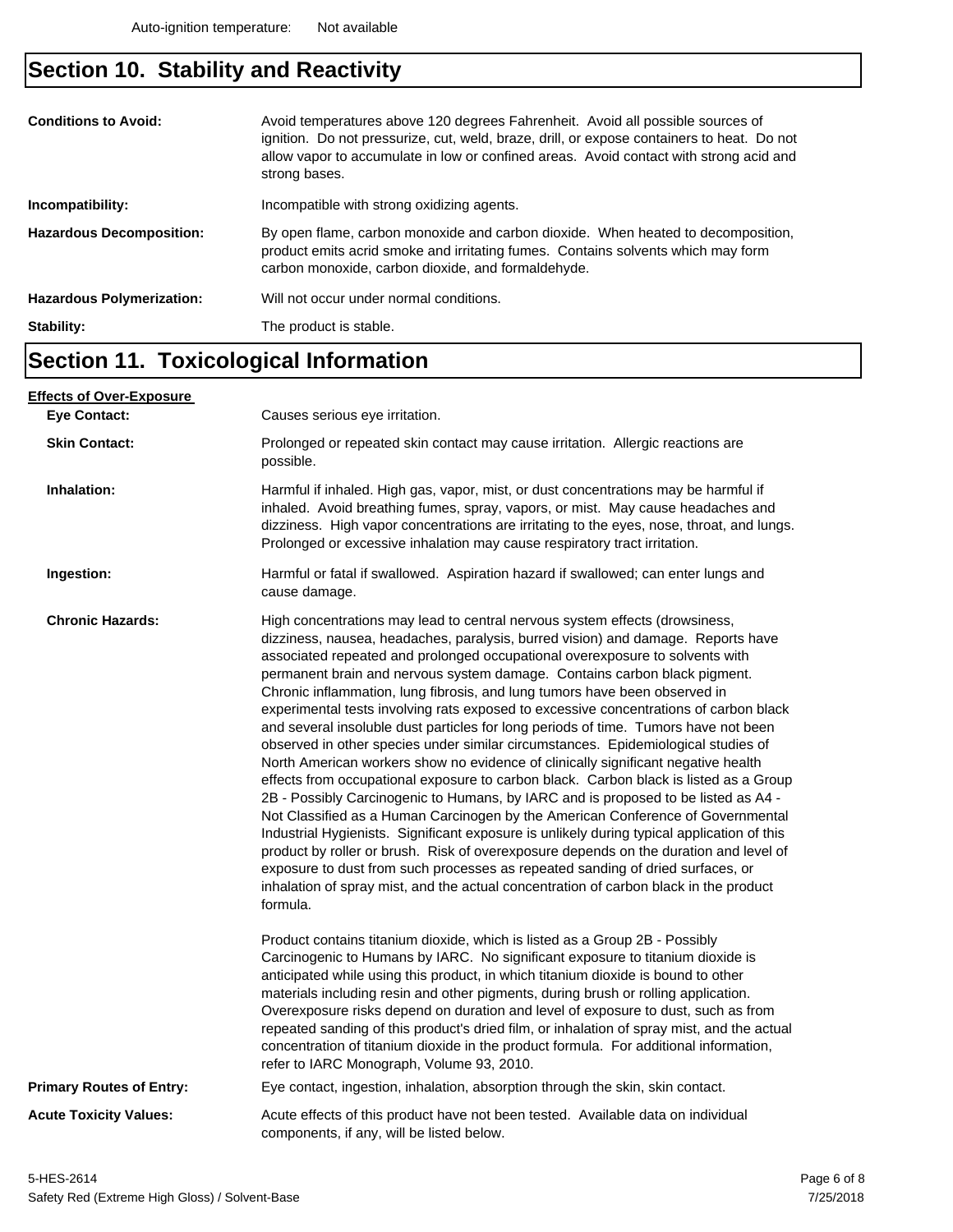Auto-ignition temperature: Not available

## Section 10. Stability and Reactivity

**Conditions to Avoid:** Avoid temperatures above 120 degrees Fahrenheit. Avoid all possible sources of ignition. Do not pressurize, cut, weld, braze, drill, or expose containers to heat. Do not allow vapor to accumulate in low or confined areas. Avoid contact with strong acid and strong bases.

**Incompatibility:** Incompatible with strong oxidizing agents.

**Hazardous Decomposition:** By open flame, carbon monoxide and carbon dioxide. When heated to decomposition, product emits acrid smoke and irritating fumes. Contains solvents which may form carbon monoxide, carbon dioxide, and formaldehyde.

**Hazardous Polymerization:** Will not occur under normal conditions.

**Stability:** The product is stable.

## Section 11. Toxicological Information

**Effects of Over-Exposure**

**Eye Contact:** Causes serious eye irritation.

**Skin Contact:** Prolonged or repeated skin contact may cause irritation. Allergic reactions are possible.

**Inhalation:** Harmful if inhaled. High gas, vapor, mist, or dust concentrations may be harmful if inhaled. Avoid breathing fumes, spray, vapors, or mist. May cause headaches and dizziness. High vapor concentrations are irritating to the eyes, nose, throat, and lungs. Prolonged or excessive inhalation may cause respiratory tract irritation.

**Ingestion:** Harmful or fatal if swallowed. Aspiration hazard if swallowed; can enter lungs and cause damage.

**Chronic Hazards:** High concentrations may lead to central nervous system effects (drowsiness, dizziness, nausea, headaches, paralysis, burred vision) and damage. Reports have associated repeated and prolonged occupational overexposure to solvents with permanent brain and nervous system damage. Contains carbon black pigment. Chronic inflammation, lung fibrosis, and lung tumors have been observed in experimental tests involving rats exposed to excessive concentrations of carbon black and several insoluble dust particles for long periods of time. Tumors have not been observed in other species under similar circumstances. Epidemiological studies of North American workers show no evidence of clinically significant negative health effects from occupational exposure to carbon black. Carbon black is listed as a Group 2B - Possibly Carcinogenic to Humans, by IARC and is proposed to be listed as A4 - Not Classified as a Human Carcinogen by the American Conference of Governmental Industrial Hygienists. Significant exposure is unlikely during typical application of this product by roller or brush. Risk of overexposure depends on the duration and level of exposure to dust from such processes as repeated sanding of dried surfaces, or inhalation of spray mist, and the actual concentration of carbon black in the product formula.

Product contains titanium dioxide, which is listed as a Group 2B - Possibly Carcinogenic to Humans by IARC. No significant exposure to titanium dioxide is anticipated while using this product, in which titanium dioxide is bound to other materials including resin and other pigments, during brush or rolling application. Overexposure risks depend on duration and level of exposure to dust, such as from repeated sanding of this product's dried film, or inhalation of spray mist, and the actual concentration of titanium dioxide in the product formula. For additional information, refer to IARC Monograph, Volume 93, 2010.

**Primary Routes of Entry:** Eye contact, ingestion, inhalation, absorption through the skin, skin contact.

**Acute Toxicity Values:** Acute effects of this product have not been tested. Available data on individual components, if any, will be listed below.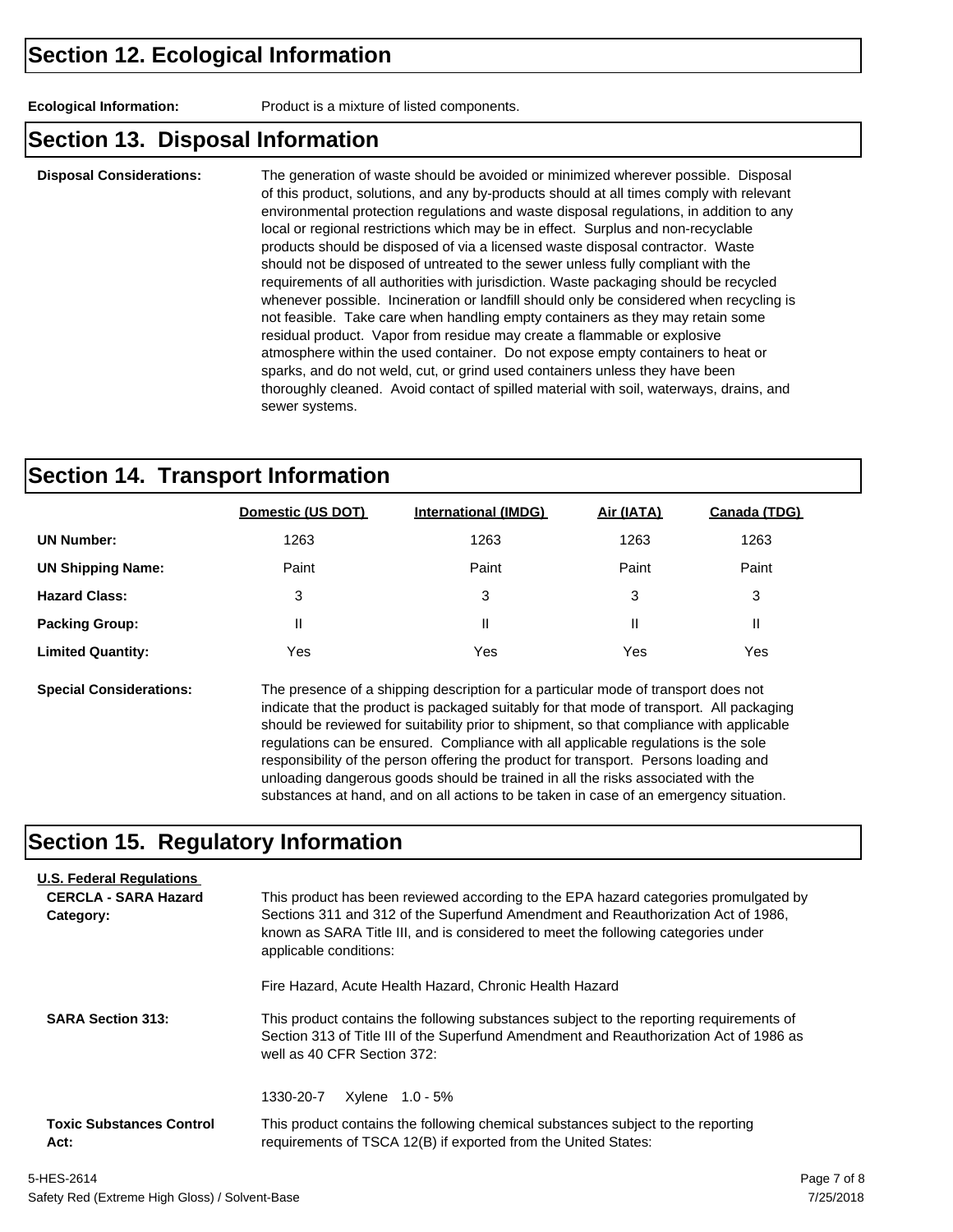## Section 12. Ecological Information

**Ecological Information:** Product is a mixture of listed components.

## Section 13. Disposal Information

**Disposal Considerations:** The generation of waste should be avoided or minimized wherever possible. Disposal of this product, solutions, and any by-products should at all times comply with relevant environmental protection regulations and waste disposal regulations, in addition to any local or regional restrictions which may be in effect. Surplus and non-recyclable products should be disposed of via a licensed waste disposal contractor. Waste should not be disposed of untreated to the sewer unless fully compliant with the requirements of all authorities with jurisdiction. Waste packaging should be recycled whenever possible. Incineration or landfill should only be considered when recycling is not feasible. Take care when handling empty containers as they may retain some residual product. Vapor from residue may create a flammable or explosive atmosphere within the used container. Do not expose empty containers to heat or sparks, and do not weld, cut, or grind used containers unless they have been thoroughly cleaned. Avoid contact of spilled material with soil, waterways, drains, and sewer systems.

## Section 14. Transport Information

| | Domestic (US DOT) | International (IMDG) | Air (IATA) | Canada (TDG) |
|---|---|---|---|---|
| **UN Number:** | 1263 | 1263 | 1263 | 1263 |
| **UN Shipping Name:** | Paint | Paint | Paint | Paint |
| **Hazard Class:** | 3 | 3 | 3 | 3 |
| **Packing Group:** | II | II | II | II |
| **Limited Quantity:** | Yes | Yes | Yes | Yes |

**Special Considerations:** The presence of a shipping description for a particular mode of transport does not indicate that the product is packaged suitably for that mode of transport. All packaging should be reviewed for suitability prior to shipment, so that compliance with applicable regulations can be ensured. Compliance with all applicable regulations is the sole responsibility of the person offering the product for transport. Persons loading and unloading dangerous goods should be trained in all the risks associated with the substances at hand, and on all actions to be taken in case of an emergency situation.

## Section 15. Regulatory Information

**U.S. Federal Regulations**

**CERCLA - SARA Hazard Category:** This product has been reviewed according to the EPA hazard categories promulgated by Sections 311 and 312 of the Superfund Amendment and Reauthorization Act of 1986, known as SARA Title III, and is considered to meet the following categories under applicable conditions:

Fire Hazard, Acute Health Hazard, Chronic Health Hazard

**SARA Section 313:** This product contains the following substances subject to the reporting requirements of Section 313 of Title III of the Superfund Amendment and Reauthorization Act of 1986 as well as 40 CFR Section 372:

1330-20-7 Xylene 1.0 - 5%

**Toxic Substances Control Act:** This product contains the following chemical substances subject to the reporting requirements of TSCA 12(B) if exported from the United States: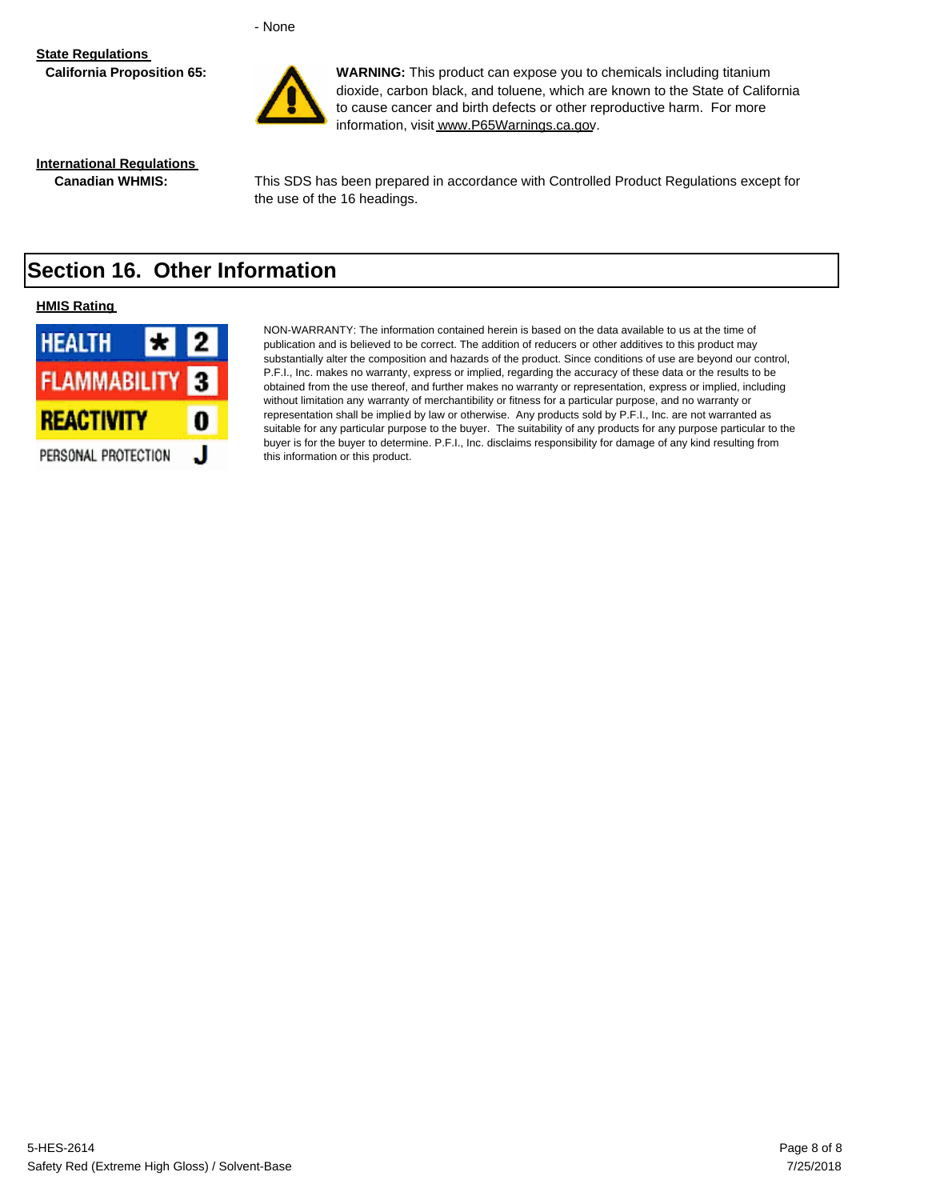- None

**State Regulations**

**California Proposition 65:**

**WARNING:** This product can expose you to chemicals including titanium dioxide, carbon black, and toluene, which are known to the State of California to cause cancer and birth defects or other reproductive harm. For more information, visit www.P65Warnings.ca.gov.

**International Regulations**

**Canadian WHMIS:** This SDS has been prepared in accordance with Controlled Product Regulations except for the use of the 16 headings.

## Section 16. Other Information

**HMIS Rating**

| | | |
|---|---|---|
| HEALTH | * | 2 |
| FLAMMABILITY | | 3 |
| REACTIVITY | | 0 |
| PERSONAL PROTECTION | | J |

NON-WARRANTY: The information contained herein is based on the data available to us at the time of publication and is believed to be correct. The addition of reducers or other additives to this product may substantially alter the composition and hazards of the product. Since conditions of use are beyond our control, P.F.I., Inc. makes no warranty, express or implied, regarding the accuracy of these data or the results to be obtained from the use thereof, and further makes no warranty or representation, express or implied, including without limitation any warranty of merchantibility or fitness for a particular purpose, and no warranty or representation shall be implied by law or otherwise. Any products sold by P.F.I., Inc. are not warranted as suitable for any particular purpose to the buyer. The suitability of any products for any purpose particular to the buyer is for the buyer to determine. P.F.I., Inc. disclaims responsibility for damage of any kind resulting from this information or this product.